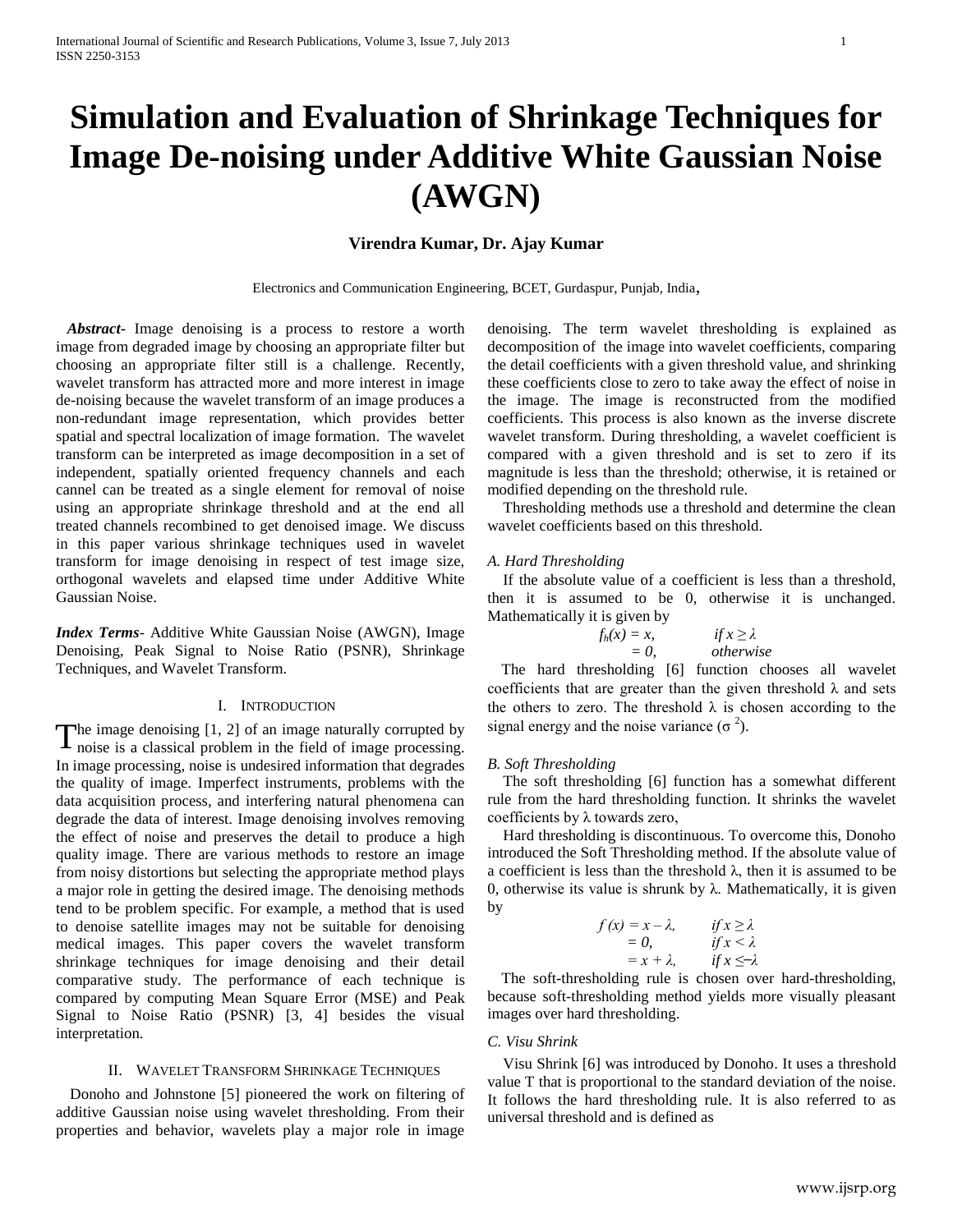# Simulation and Evaluation of Shrinkage Techniques for Image De-noising under Additive White Gaussian Noise (AWGN)

**Virendra Kumar, Dr. Ajay Kumar**

Electronics and Communication Engineering, BCET, Gurdaspur, Punjab, India,

***Abstract-*** Image denoising is a process to restore a worth image from degraded image by choosing an appropriate filter but choosing an appropriate filter still is a challenge. Recently, wavelet transform has attracted more and more interest in image de-noising because the wavelet transform of an image produces a non-redundant image representation, which provides better spatial and spectral localization of image formation. The wavelet transform can be interpreted as image decomposition in a set of independent, spatially oriented frequency channels and each cannel can be treated as a single element for removal of noise using an appropriate shrinkage threshold and at the end all treated channels recombined to get denoised image. We discuss in this paper various shrinkage techniques used in wavelet transform for image denoising in respect of test image size, orthogonal wavelets and elapsed time under Additive White Gaussian Noise.

***Index Terms-*** Additive White Gaussian Noise (AWGN), Image Denoising, Peak Signal to Noise Ratio (PSNR), Shrinkage Techniques, and Wavelet Transform.

## I. Introduction

The image denoising [1, 2] of an image naturally corrupted by noise is a classical problem in the field of image processing. In image processing, noise is undesired information that degrades the quality of image. Imperfect instruments, problems with the data acquisition process, and interfering natural phenomena can degrade the data of interest. Image denoising involves removing the effect of noise and preserves the detail to produce a high quality image. There are various methods to restore an image from noisy distortions but selecting the appropriate method plays a major role in getting the desired image. The denoising methods tend to be problem specific. For example, a method that is used to denoise satellite images may not be suitable for denoising medical images. This paper covers the wavelet transform shrinkage techniques for image denoising and their detail comparative study. The performance of each technique is compared by computing Mean Square Error (MSE) and Peak Signal to Noise Ratio (PSNR) [3, 4] besides the visual interpretation.

## II. Wavelet Transform Shrinkage Techniques

Donoho and Johnstone [5] pioneered the work on filtering of additive Gaussian noise using wavelet thresholding. From their properties and behavior, wavelets play a major role in image denoising. The term wavelet thresholding is explained as decomposition of the image into wavelet coefficients, comparing the detail coefficients with a given threshold value, and shrinking these coefficients close to zero to take away the effect of noise in the image. The image is reconstructed from the modified coefficients. This process is also known as the inverse discrete wavelet transform. During thresholding, a wavelet coefficient is compared with a given threshold and is set to zero if its magnitude is less than the threshold; otherwise, it is retained or modified depending on the threshold rule.

Thresholding methods use a threshold and determine the clean wavelet coefficients based on this threshold.

### *A. Hard Thresholding*

If the absolute value of a coefficient is less than a threshold, then it is assumed to be 0, otherwise it is unchanged. Mathematically it is given by

$$f_h(x) = \begin{cases} x, & \text{if } x \geq \lambda \\ 0, & \text{otherwise} \end{cases}$$

The hard thresholding [6] function chooses all wavelet coefficients that are greater than the given threshold λ and sets the others to zero. The threshold λ is chosen according to the signal energy and the noise variance ($\sigma^2$).

### *B. Soft Thresholding*

The soft thresholding [6] function has a somewhat different rule from the hard thresholding function. It shrinks the wavelet coefficients by λ towards zero,

Hard thresholding is discontinuous. To overcome this, Donoho introduced the Soft Thresholding method. If the absolute value of a coefficient is less than the threshold λ, then it is assumed to be 0, otherwise its value is shrunk by λ. Mathematically, it is given by

$$f(x) = \begin{cases} x - \lambda, & \text{if } x \geq \lambda \\ 0, & \text{if } x < \lambda \\ x + \lambda, & \text{if } x \leq -\lambda \end{cases}$$

The soft-thresholding rule is chosen over hard-thresholding, because soft-thresholding method yields more visually pleasant images over hard thresholding.

### *C. Visu Shrink*

Visu Shrink [6] was introduced by Donoho. It uses a threshold value T that is proportional to the standard deviation of the noise. It follows the hard thresholding rule. It is also referred to as universal threshold and is defined as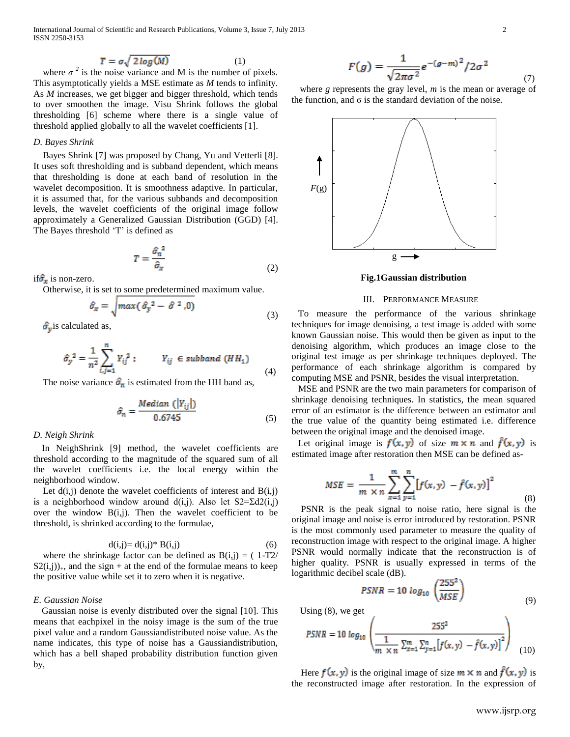$$T = \sigma\sqrt{2\log(M)} \tag{1}$$

where $\sigma^2$ is the noise variance and M is the number of pixels. This asymptotically yields a MSE estimate as *M* tends to infinity. As *M* increases, we get bigger and bigger threshold, which tends to over smoothen the image. Visu Shrink follows the global thresholding [6] scheme where there is a single value of threshold applied globally to all the wavelet coefficients [1].

### D. Bayes Shrink

Bayes Shrink [7] was proposed by Chang, Yu and Vetterli [8]. It uses soft thresholding and is subband dependent, which means that thresholding is done at each band of resolution in the wavelet decomposition. It is smoothness adaptive. In particular, it is assumed that, for the various subbands and decomposition levels, the wavelet coefficients of the original image follow approximately a Generalized Gaussian Distribution (GGD) [4]. The Bayes threshold 'T' is defined as

$$T = \frac{\hat{\sigma}_n^2}{\hat{\sigma}_x} \tag{2}$$

if $\hat{\sigma}_x$ is non-zero.

Otherwise, it is set to some predetermined maximum value.

$$\hat{\sigma}_x = \sqrt{max(\hat{\sigma}_y^2 - \hat{\sigma}^2, 0)} \tag{3}$$

$\hat{\sigma}_y$ is calculated as,

$$\hat{\sigma}_y^2 = \frac{1}{n^2}\sum_{i,j=1}^{n} Y_{ij}^2 ; \qquad Y_{ij} \in subband\ (HH_1) \tag{4}$$

The noise variance $\hat{\sigma}_n$ is estimated from the HH band as,

$$\hat{\sigma}_n = \frac{Median\ (|Y_{ij}|)}{0.6745} \tag{5}$$

### D. Neigh Shrink

In NeighShrink [9] method, the wavelet coefficients are threshold according to the magnitude of the squared sum of all the wavelet coefficients i.e. the local energy within the neighborhood window.

Let d(i,j) denote the wavelet coefficients of interest and B(i,j) is a neighborhood window around d(i,j). Also let S2=Σd2(i,j) over the window B(i,j). Then the wavelet coefficient to be threshold, is shrinked according to the formulae,

$$d(i,j) = d(i,j) * B(i,j) \tag{6}$$

where the shrinkage factor can be defined as $B(i,j) = (1 - T2/S2(i,j))_+$, and the sign + at the end of the formulae means to keep the positive value while set it to zero when it is negative.

### E. Gaussian Noise

Gaussian noise is evenly distributed over the signal [10]. This means that eachpixel in the noisy image is the sum of the true pixel value and a random Gaussiandistributed noise value. As the name indicates, this type of noise has a Gaussiandistribution, which has a bell shaped probability distribution function given by,

$$F(g) = \frac{1}{\sqrt{2\pi\sigma^2}} e^{-(g-m)^2/2\sigma^2} \tag{7}$$

where *g* represents the gray level, *m* is the mean or average of the function, and σ is the standard deviation of the noise.

**Fig.1Gaussian distribution**

## III. PERFORMANCE MEASURE

To measure the performance of the various shrinkage techniques for image denoising, a test image is added with some known Gaussian noise. This would then be given as input to the denoising algorithm, which produces an image close to the original test image as per shrinkage techniques deployed. The performance of each shrinkage algorithm is compared by computing MSE and PSNR, besides the visual interpretation.

MSE and PSNR are the two main parameters for comparison of shrinkage denoising techniques. In statistics, the mean squared error of an estimator is the difference between an estimator and the true value of the quantity being estimated i.e. difference between the original image and the denoised image.

Let original image is $f(x,y)$ of size $m \times n$ and $\hat{f}(x,y)$ is estimated image after restoration then MSE can be defined as-

$$MSE = \frac{1}{m \times n}\sum_{x=1}^{m}\sum_{y=1}^{n}\left[f(x,y) - \hat{f}(x,y)\right]^2 \tag{8}$$

PSNR is the peak signal to noise ratio, here signal is the original image and noise is error introduced by restoration. PSNR is the most commonly used parameter to measure the quality of reconstruction image with respect to the original image. A higher PSNR would normally indicate that the reconstruction is of higher quality. PSNR is usually expressed in terms of the logarithmic decibel scale (dB).

$$PSNR = 10\ log_{10}\left(\frac{255^2}{MSE}\right) \tag{9}$$

Using (8), we get

$$PSNR = 10\ log_{10}\left(\frac{255^2}{\frac{1}{m \times n}\sum_{x=1}^{m}\sum_{y=1}^{n}\left[f(x,y) - \hat{f}(x,y)\right]^2}\right) \tag{10}$$

Here $f(x,y)$ is the original image of size $m \times n$ and $\hat{f}(x,y)$ is the reconstructed image after restoration. In the expression of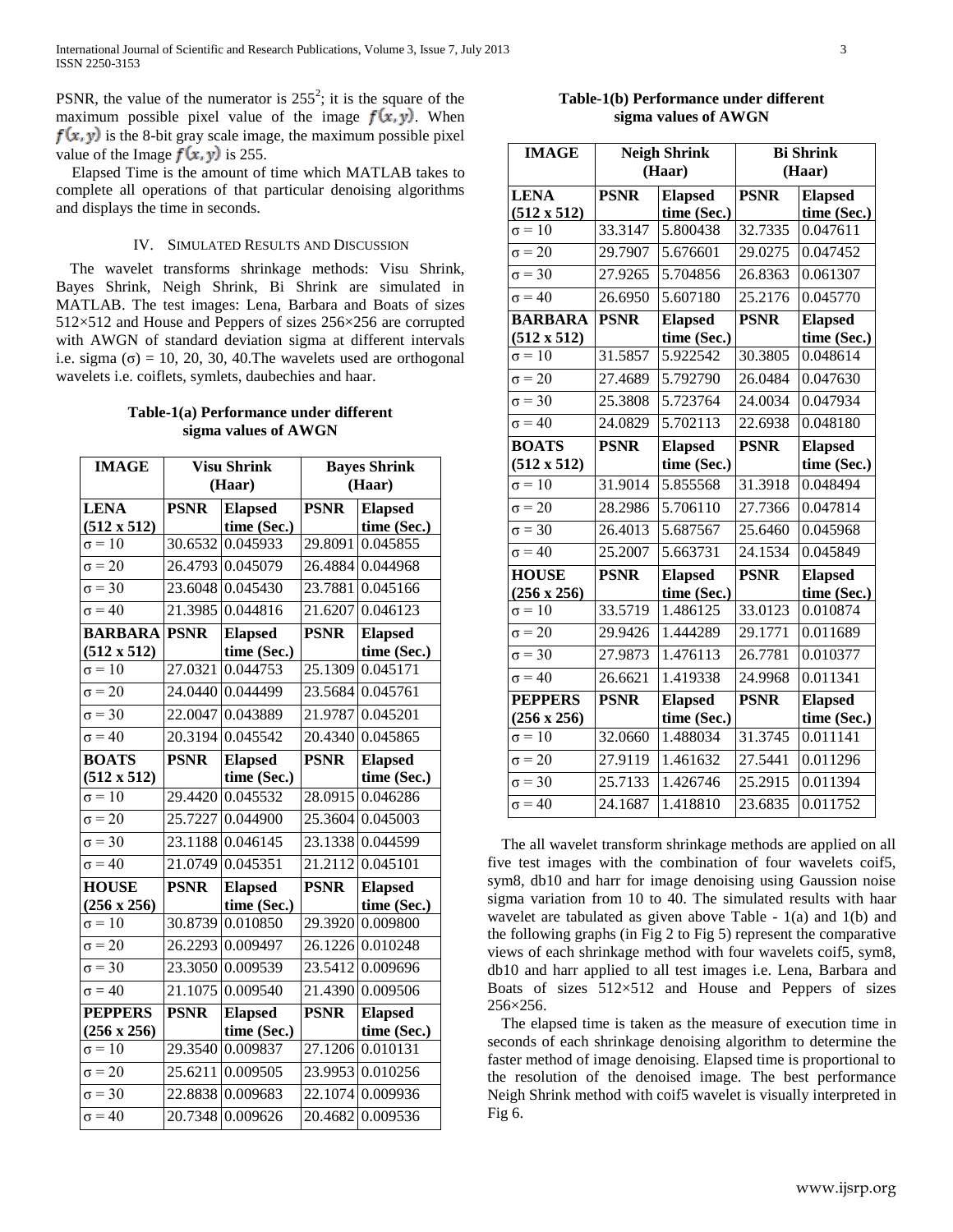PSNR, the value of the numerator is $255^2$; it is the square of the maximum possible pixel value of the image $f(x, y)$. When $f(x, y)$ is the 8-bit gray scale image, the maximum possible pixel value of the Image $f(x, y)$ is 255.

Elapsed Time is the amount of time which MATLAB takes to complete all operations of that particular denoising algorithms and displays the time in seconds.

## IV. Simulated Results and Discussion

The wavelet transforms shrinkage methods: Visu Shrink, Bayes Shrink, Neigh Shrink, Bi Shrink are simulated in MATLAB. The test images: Lena, Barbara and Boats of sizes 512×512 and House and Peppers of sizes 256×256 are corrupted with AWGN of standard deviation sigma at different intervals i.e. sigma (σ) = 10, 20, 30, 40.The wavelets used are orthogonal wavelets i.e. coiflets, symlets, daubechies and haar.

**Table-1(a) Performance under different sigma values of AWGN**

| IMAGE | Visu Shrink (Haar) | | Bayes Shrink (Haar) | |
|---|---|---|---|---|
| **LENA (512 x 512)** | **PSNR** | **Elapsed time (Sec.)** | **PSNR** | **Elapsed time (Sec.)** |
| σ = 10 | 30.6532 | 0.045933 | 29.8091 | 0.045855 |
| σ = 20 | 26.4793 | 0.045079 | 26.4884 | 0.044968 |
| σ = 30 | 23.6048 | 0.045430 | 23.7881 | 0.045166 |
| σ = 40 | 21.3985 | 0.044816 | 21.6207 | 0.046123 |
| **BARBARA (512 x 512)** | **PSNR** | **Elapsed time (Sec.)** | **PSNR** | **Elapsed time (Sec.)** |
| σ = 10 | 27.0321 | 0.044753 | 25.1309 | 0.045171 |
| σ = 20 | 24.0440 | 0.044499 | 23.5684 | 0.045761 |
| σ = 30 | 22.0047 | 0.043889 | 21.9787 | 0.045201 |
| σ = 40 | 20.3194 | 0.045542 | 20.4340 | 0.045865 |
| **BOATS (512 x 512)** | **PSNR** | **Elapsed time (Sec.)** | **PSNR** | **Elapsed time (Sec.)** |
| σ = 10 | 29.4420 | 0.045532 | 28.0915 | 0.046286 |
| σ = 20 | 25.7227 | 0.044900 | 25.3604 | 0.045003 |
| σ = 30 | 23.1188 | 0.046145 | 23.1338 | 0.044599 |
| σ = 40 | 21.0749 | 0.045351 | 21.2112 | 0.045101 |
| **HOUSE (256 x 256)** | **PSNR** | **Elapsed time (Sec.)** | **PSNR** | **Elapsed time (Sec.)** |
| σ = 10 | 30.8739 | 0.010850 | 29.3920 | 0.009800 |
| σ = 20 | 26.2293 | 0.009497 | 26.1226 | 0.010248 |
| σ = 30 | 23.3050 | 0.009539 | 23.5412 | 0.009696 |
| σ = 40 | 21.1075 | 0.009540 | 21.4390 | 0.009506 |
| **PEPPERS (256 x 256)** | **PSNR** | **Elapsed time (Sec.)** | **PSNR** | **Elapsed time (Sec.)** |
| σ = 10 | 29.3540 | 0.009837 | 27.1206 | 0.010131 |
| σ = 20 | 25.6211 | 0.009505 | 23.9953 | 0.010256 |
| σ = 30 | 22.8838 | 0.009683 | 22.1074 | 0.009936 |
| σ = 40 | 20.7348 | 0.009626 | 20.4682 | 0.009536 |

**Table-1(b) Performance under different sigma values of AWGN**

| IMAGE | Neigh Shrink (Haar) | | Bi Shrink (Haar) | |
|---|---|---|---|---|
| **LENA (512 x 512)** | **PSNR** | **Elapsed time (Sec.)** | **PSNR** | **Elapsed time (Sec.)** |
| σ = 10 | 33.3147 | 5.800438 | 32.7335 | 0.047611 |
| σ = 20 | 29.7907 | 5.676601 | 29.0275 | 0.047452 |
| σ = 30 | 27.9265 | 5.704856 | 26.8363 | 0.061307 |
| σ = 40 | 26.6950 | 5.607180 | 25.2176 | 0.045770 |
| **BARBARA (512 x 512)** | **PSNR** | **Elapsed time (Sec.)** | **PSNR** | **Elapsed time (Sec.)** |
| σ = 10 | 31.5857 | 5.922542 | 30.3805 | 0.048614 |
| σ = 20 | 27.4689 | 5.792790 | 26.0484 | 0.047630 |
| σ = 30 | 25.3808 | 5.723764 | 24.0034 | 0.047934 |
| σ = 40 | 24.0829 | 5.702113 | 22.6938 | 0.048180 |
| **BOATS (512 x 512)** | **PSNR** | **Elapsed time (Sec.)** | **PSNR** | **Elapsed time (Sec.)** |
| σ = 10 | 31.9014 | 5.855568 | 31.3918 | 0.048494 |
| σ = 20 | 28.2986 | 5.706110 | 27.7366 | 0.047814 |
| σ = 30 | 26.4013 | 5.687567 | 25.6460 | 0.045968 |
| σ = 40 | 25.2007 | 5.663731 | 24.1534 | 0.045849 |
| **HOUSE (256 x 256)** | **PSNR** | **Elapsed time (Sec.)** | **PSNR** | **Elapsed time (Sec.)** |
| σ = 10 | 33.5719 | 1.486125 | 33.0123 | 0.010874 |
| σ = 20 | 29.9426 | 1.444289 | 29.1771 | 0.011689 |
| σ = 30 | 27.9873 | 1.476113 | 26.7781 | 0.010377 |
| σ = 40 | 26.6621 | 1.419338 | 24.9968 | 0.011341 |
| **PEPPERS (256 x 256)** | **PSNR** | **Elapsed time (Sec.)** | **PSNR** | **Elapsed time (Sec.)** |
| σ = 10 | 32.0660 | 1.488034 | 31.3745 | 0.011141 |
| σ = 20 | 27.9119 | 1.461632 | 27.5441 | 0.011296 |
| σ = 30 | 25.7133 | 1.426746 | 25.2915 | 0.011394 |
| σ = 40 | 24.1687 | 1.418810 | 23.6835 | 0.011752 |

The all wavelet transform shrinkage methods are applied on all five test images with the combination of four wavelets coif5, sym8, db10 and harr for image denoising using Gaussion noise sigma variation from 10 to 40. The simulated results with haar wavelet are tabulated as given above Table - 1(a) and 1(b) and the following graphs (in Fig 2 to Fig 5) represent the comparative views of each shrinkage method with four wavelets coif5, sym8, db10 and harr applied to all test images i.e. Lena, Barbara and Boats of sizes 512×512 and House and Peppers of sizes 256×256.

The elapsed time is taken as the measure of execution time in seconds of each shrinkage denoising algorithm to determine the faster method of image denoising. Elapsed time is proportional to the resolution of the denoised image. The best performance Neigh Shrink method with coif5 wavelet is visually interpreted in Fig 6.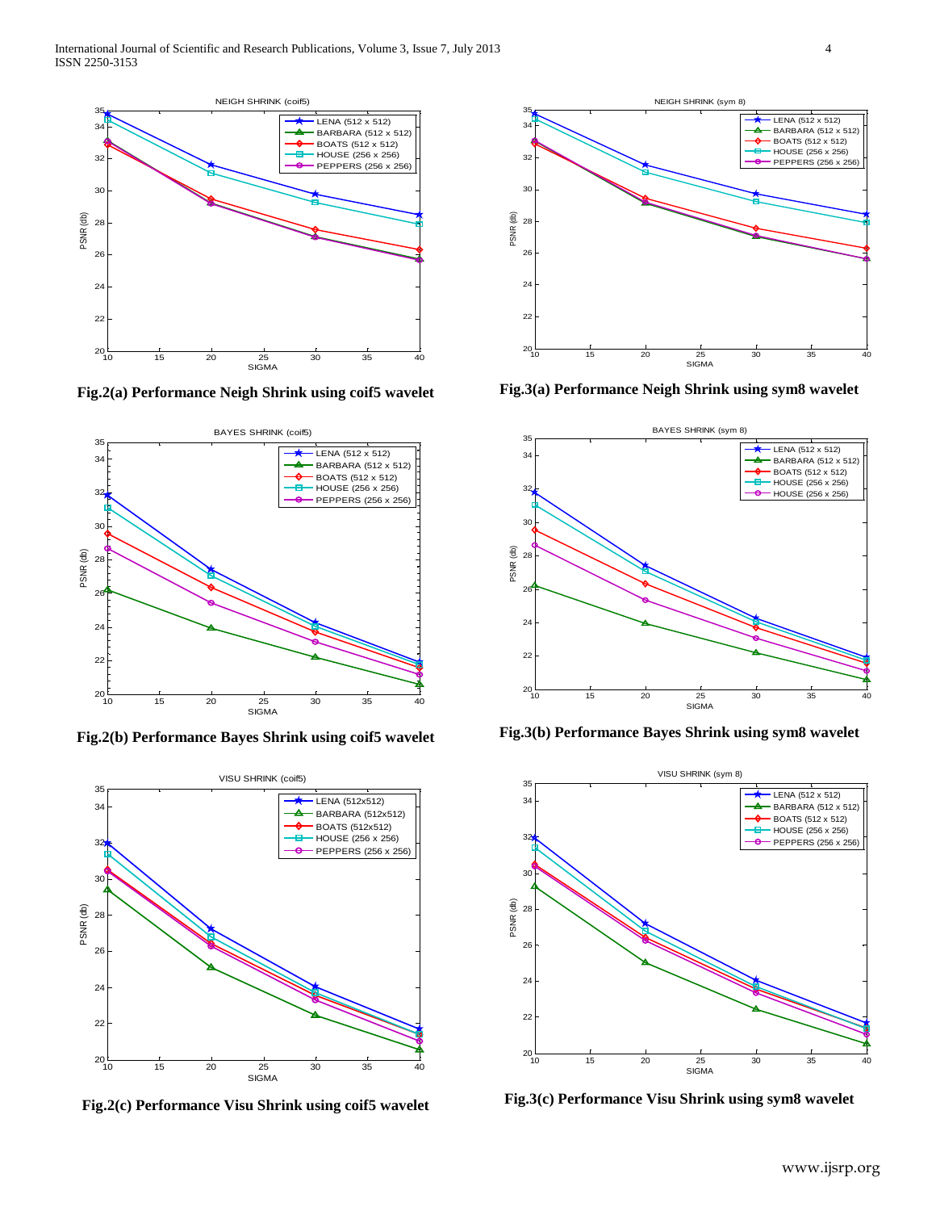Fig.2(a) Performance Neigh Shrink using coif5 wavelet

Fig.3(a) Performance Neigh Shrink using sym8 wavelet

Fig.2(b) Performance Bayes Shrink using coif5 wavelet

Fig.3(b) Performance Bayes Shrink using sym8 wavelet

Fig.2(c) Performance Visu Shrink using coif5 wavelet

Fig.3(c) Performance Visu Shrink using sym8 wavelet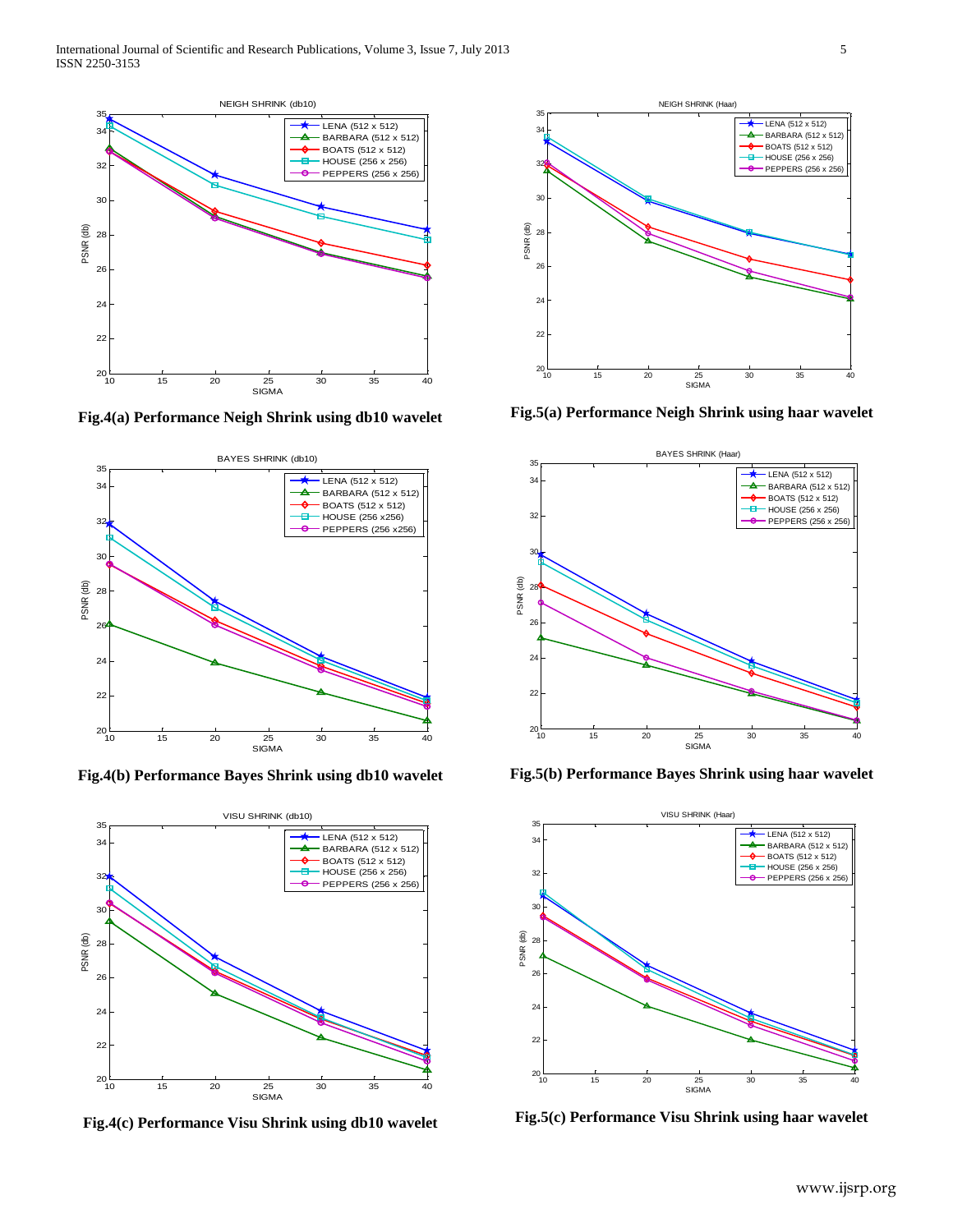Fig.4(a) Performance Neigh Shrink using db10 wavelet

Fig.5(a) Performance Neigh Shrink using haar wavelet

Fig.4(b) Performance Bayes Shrink using db10 wavelet

Fig.5(b) Performance Bayes Shrink using haar wavelet

Fig.4(c) Performance Visu Shrink using db10 wavelet

Fig.5(c) Performance Visu Shrink using haar wavelet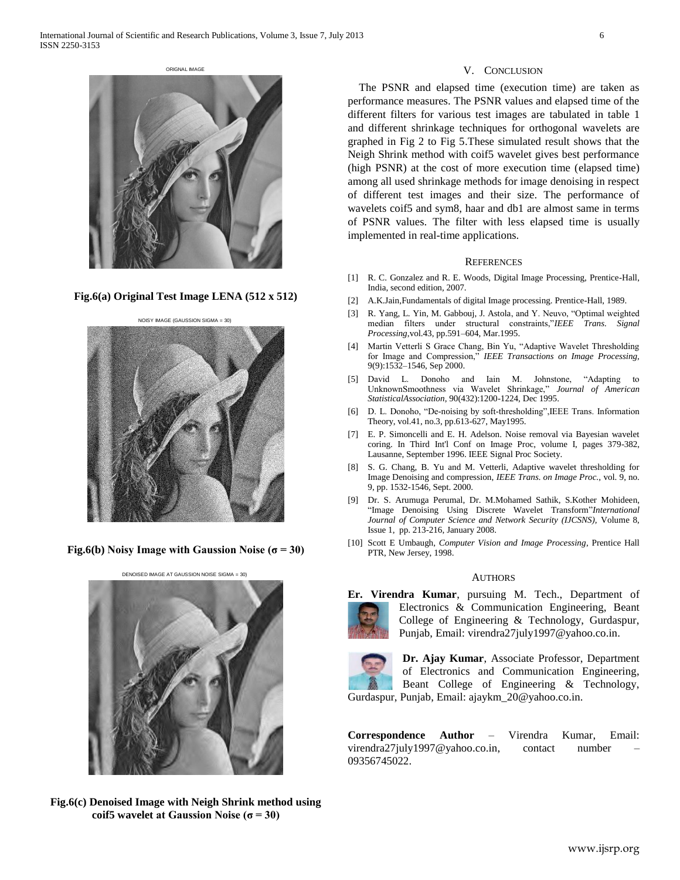ORIGNAL IMAGE

**Fig.6(a) Original Test Image LENA (512 x 512)**

NOISY IMAGE (GAUSSION SIGMA = 30)

**Fig.6(b) Noisy Image with Gaussion Noise (σ = 30)**

DENOISED IMAGE AT GAUSSION NOISE SIGMA = 30)

**Fig.6(c) Denoised Image with Neigh Shrink method using coif5 wavelet at Gaussion Noise (σ = 30)**

## V. Conclusion

The PSNR and elapsed time (execution time) are taken as performance measures. The PSNR values and elapsed time of the different filters for various test images are tabulated in table 1 and different shrinkage techniques for orthogonal wavelets are graphed in Fig 2 to Fig 5.These simulated result shows that the Neigh Shrink method with coif5 wavelet gives best performance (high PSNR) at the cost of more execution time (elapsed time) among all used shrinkage methods for image denoising in respect of different test images and their size. The performance of wavelets coif5 and sym8, haar and db1 are almost same in terms of PSNR values. The filter with less elapsed time is usually implemented in real-time applications.

## References

[1] R. C. Gonzalez and R. E. Woods, Digital Image Processing, Prentice-Hall, India, second edition, 2007.

[2] A.K.Jain,Fundamentals of digital Image processing. Prentice-Hall, 1989.

[3] R. Yang, L. Yin, M. Gabbouj, J. Astola, and Y. Neuvo, "Optimal weighted median filters under structural constraints,"*IEEE Trans. Signal Processing*,vol.43, pp.591–604, Mar.1995.

[4] Martin Vetterli S Grace Chang, Bin Yu, "Adaptive Wavelet Thresholding for Image and Compression," *IEEE Transactions on Image Processing*, 9(9):1532–1546, Sep 2000.

[5] David L. Donoho and Iain M. Johnstone, "Adapting to UnknownSmoothness via Wavelet Shrinkage," *Journal of American StatisticalAssociation*, 90(432):1200-1224, Dec 1995.

[6] D. L. Donoho, "De-noising by soft-thresholding",IEEE Trans. Information Theory, vol.41, no.3, pp.613-627, May1995.

[7] E. P. Simoncelli and E. H. Adelson. Noise removal via Bayesian wavelet coring. In Third Int'l Conf on Image Proc, volume I, pages 379-382, Lausanne, September 1996. IEEE Signal Proc Society.

[8] S. G. Chang, B. Yu and M. Vetterli, Adaptive wavelet thresholding for Image Denoising and compression, *IEEE Trans. on Image Proc.*, vol. 9, no. 9, pp. 1532-1546, Sept. 2000.

[9] Dr. S. Arumuga Perumal, Dr. M.Mohamed Sathik, S.Kother Mohideen, "Image Denoising Using Discrete Wavelet Transform"*International Journal of Computer Science and Network Security (IJCSNS)*, Volume 8, Issue 1, pp. 213-216, January 2008.

[10] Scott E Umbaugh, *Computer Vision and Image Processing*, Prentice Hall PTR, New Jersey, 1998.

## Authors

**Er. Virendra Kumar**, pursuing M. Tech., Department of Electronics & Communication Engineering, Beant College of Engineering & Technology, Gurdaspur, Punjab, Email: virendra27july1997@yahoo.co.in.

**Dr. Ajay Kumar**, Associate Professor, Department of Electronics and Communication Engineering, Beant College of Engineering & Technology, Gurdaspur, Punjab, Email: ajaykm_20@yahoo.co.in.

**Correspondence Author** – Virendra Kumar, Email: virendra27july1997@yahoo.co.in, contact number – 09356745022.